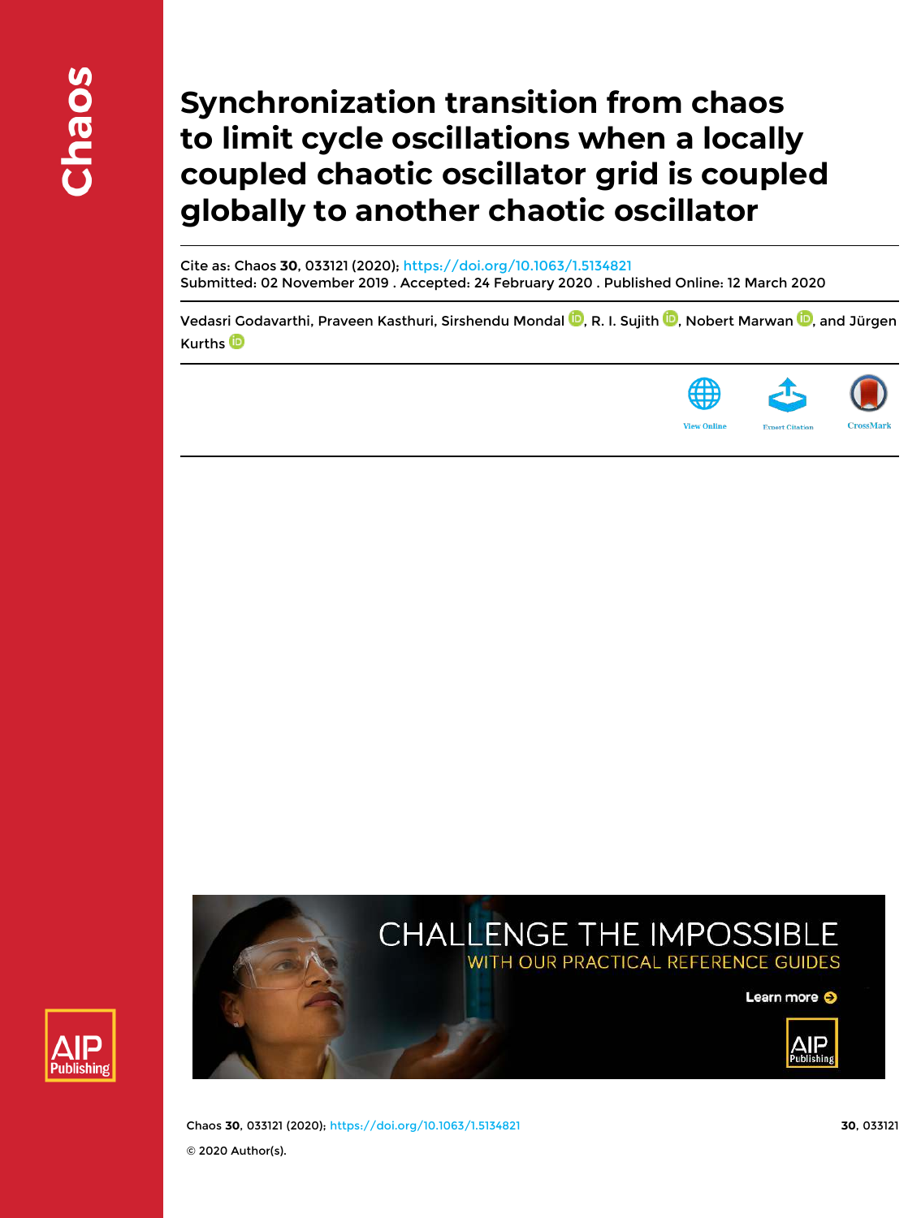# Synchronization transition from chaos to limit cycle oscillations when a locally coupled chaotic oscillator grid is coupled globally to another chaotic oscillator

Cite as: Chaos **30**, 033121 (2020); https://doi.org/10.1063/1.5134821

Submitted: 02 November 2019 . Accepted: 24 February 2020 . Published Online: 12 March 2020

Vedasri Godavarthi, Praveen Kasthuri, Sirshendu Mondal, R. I. Sujith, Nobert Marwan, and Jürgen Kurths

© 2020 Author(s).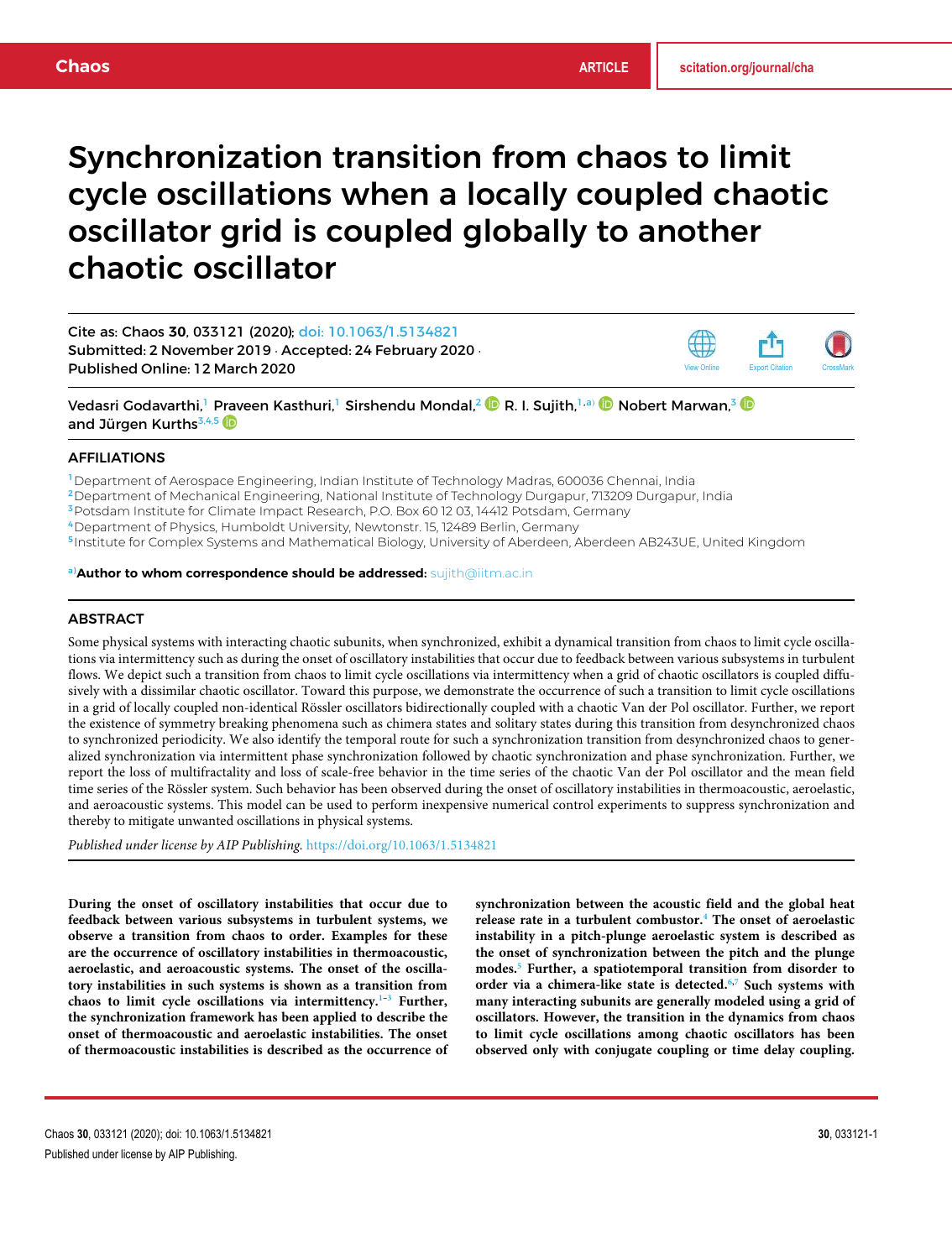# Synchronization transition from chaos to limit cycle oscillations when a locally coupled chaotic oscillator grid is coupled globally to another chaotic oscillator

Cite as: Chaos **30**, 033121 (2020); doi: 10.1063/1.5134821
Submitted: 2 November 2019 · Accepted: 24 February 2020 ·
Published Online: 12 March 2020

Vedasri Godavarthi,[1] Praveen Kasthuri,[1] Sirshendu Mondal,[2] R. I. Sujith,[1,a)] Nobert Marwan,[3] and Jürgen Kurths[3,4,5]

## AFFILIATIONS

[1]Department of Aerospace Engineering, Indian Institute of Technology Madras, 600036 Chennai, India
[2]Department of Mechanical Engineering, National Institute of Technology Durgapur, 713209 Durgapur, India
[3]Potsdam Institute for Climate Impact Research, P.O. Box 60 12 03, 14412 Potsdam, Germany
[4]Department of Physics, Humboldt University, Newtonstr. 15, 12489 Berlin, Germany
[5]Institute for Complex Systems and Mathematical Biology, University of Aberdeen, Aberdeen AB243UE, United Kingdom

[a)]**Author to whom correspondence should be addressed:** sujith@iitm.ac.in

## ABSTRACT

Some physical systems with interacting chaotic subunits, when synchronized, exhibit a dynamical transition from chaos to limit cycle oscillations via intermittency such as during the onset of oscillatory instabilities that occur due to feedback between various subsystems in turbulent flows. We depict such a transition from chaos to limit cycle oscillations via intermittency when a grid of chaotic oscillators is coupled diffusively with a dissimilar chaotic oscillator. Toward this purpose, we demonstrate the occurrence of such a transition to limit cycle oscillations in a grid of locally coupled non-identical Rössler oscillators bidirectionally coupled with a chaotic Van der Pol oscillator. Further, we report the existence of symmetry breaking phenomena such as chimera states and solitary states during this transition from desynchronized chaos to synchronized periodicity. We also identify the temporal route for such a synchronization transition from desynchronized chaos to generalized synchronization via intermittent phase synchronization followed by chaotic synchronization and phase synchronization. Further, we report the loss of multifractality and loss of scale-free behavior in the time series of the chaotic Van der Pol oscillator and the mean field time series of the Rössler system. Such behavior has been observed during the onset of oscillatory instabilities in thermoacoustic, aeroelastic, and aeroacoustic systems. This model can be used to perform inexpensive numerical control experiments to suppress synchronization and thereby to mitigate unwanted oscillations in physical systems.

*Published under license by AIP Publishing.* https://doi.org/10.1063/1.5134821

**During the onset of oscillatory instabilities that occur due to feedback between various subsystems in turbulent systems, we observe a transition from chaos to order. Examples for these are the occurrence of oscillatory instabilities in thermoacoustic, aeroelastic, and aeroacoustic systems. The onset of the oscillatory instabilities in such systems is shown as a transition from chaos to limit cycle oscillations via intermittency.[1–3] Further, the synchronization framework has been applied to describe the onset of thermoacoustic and aeroelastic instabilities. The onset of thermoacoustic instabilities is described as the occurrence of synchronization between the acoustic field and the global heat release rate in a turbulent combustor.[4] The onset of aeroelastic instability in a pitch-plunge aeroelastic system is described as the onset of synchronization between the pitch and the plunge modes.[5] Further, a spatiotemporal transition from disorder to order via a chimera-like state is detected.[6,7] Such systems with many interacting subunits are generally modeled using a grid of oscillators. However, the transition in the dynamics from chaos to limit cycle oscillations among chaotic oscillators has been observed only with conjugate coupling or time delay coupling.**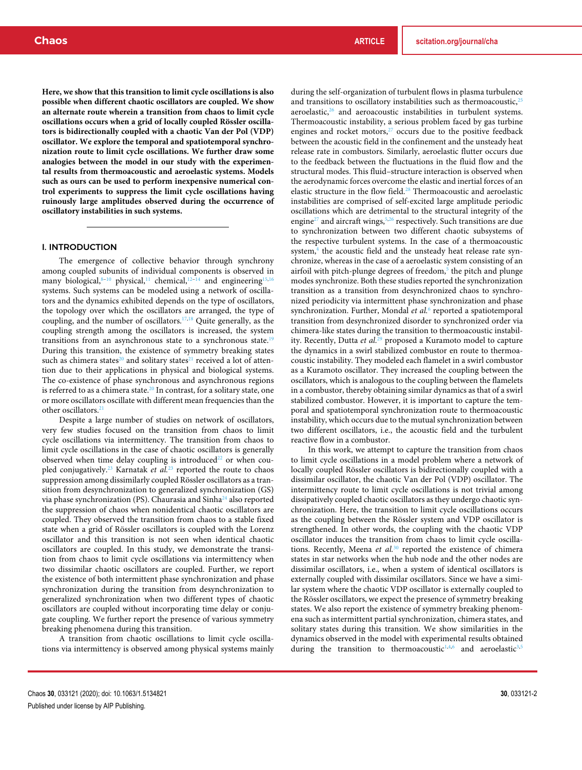**Here, we show that this transition to limit cycle oscillations is also possible when different chaotic oscillators are coupled. We show an alternate route wherein a transition from chaos to limit cycle oscillations occurs when a grid of locally coupled Rössler oscillators is bidirectionally coupled with a chaotic Van der Pol (VDP) oscillator. We explore the temporal and spatiotemporal synchronization route to limit cycle oscillations. We further draw some analogies between the model in our study with the experimental results from thermoacoustic and aeroelastic systems. Models such as ours can be used to perform inexpensive numerical control experiments to suppress the limit cycle oscillations having ruinously large amplitudes observed during the occurrence of oscillatory instabilities in such systems.**

## I. INTRODUCTION

The emergence of collective behavior through synchrony among coupled subunits of individual components is observed in many biological,[8–10] physical,[11] chemical,[12–14] and engineering[15,16] systems. Such systems can be modeled using a network of oscillators and the dynamics exhibited depends on the type of oscillators, the topology over which the oscillators are arranged, the type of coupling, and the number of oscillators.[17,18] Quite generally, as the coupling strength among the oscillators is increased, the system transitions from an asynchronous state to a synchronous state.[19] During this transition, the existence of symmetry breaking states such as chimera states[20] and solitary states[21] received a lot of attention due to their applications in physical and biological systems. The co-existence of phase synchronous and asynchronous regions is referred to as a chimera state.[20] In contrast, for a solitary state, one or more oscillators oscillate with different mean frequencies than the other oscillators.[21]

Despite a large number of studies on network of oscillators, very few studies focused on the transition from chaos to limit cycle oscillations via intermittency. The transition from chaos to limit cycle oscillations in the case of chaotic oscillators is generally observed when time delay coupling is introduced[22] or when coupled conjugatively.[23] Karnatak *et al.*[23] reported the route to chaos suppression among dissimilarly coupled Rössler oscillators as a transition from desynchronization to generalized synchronization (GS) via phase synchronization (PS). Chaurasia and Sinha[24] also reported the suppression of chaos when nonidentical chaotic oscillators are coupled. They observed the transition from chaos to a stable fixed state when a grid of Rössler oscillators is coupled with the Lorenz oscillator and this transition is not seen when identical chaotic oscillators are coupled. In this study, we demonstrate the transition from chaos to limit cycle oscillations via intermittency when two dissimilar chaotic oscillators are coupled. Further, we report the existence of both intermittent phase synchronization and phase synchronization during the transition from desynchronization to generalized synchronization when two different types of chaotic oscillators are coupled without incorporating time delay or conjugate coupling. We further report the presence of various symmetry breaking phenomena during this transition.

A transition from chaotic oscillations to limit cycle oscillations via intermittency is observed among physical systems mainly during the self-organization of turbulent flows in plasma turbulence and transitions to oscillatory instabilities such as thermoacoustic,[25] aeroelastic,[26] and aeroacoustic instabilities in turbulent systems. Thermoacoustic instability, a serious problem faced by gas turbine engines and rocket motors,[27] occurs due to the positive feedback between the acoustic field in the confinement and the unsteady heat release rate in combustors. Similarly, aeroelastic flutter occurs due to the feedback between the fluctuations in the fluid flow and the structural modes. This fluid–structure interaction is observed when the aerodynamic forces overcome the elastic and inertial forces of an elastic structure in the flow field.[28] Thermoacoustic and aeroelastic instabilities are comprised of self-excited large amplitude periodic oscillations which are detrimental to the structural integrity of the engine[27] and aircraft wings,[5,26] respectively. Such transitions are due to synchronization between two different chaotic subsystems of the respective turbulent systems. In the case of a thermoacoustic system,[4] the acoustic field and the unsteady heat release rate synchronize, whereas in the case of a aeroelastic system consisting of an airfoil with pitch-plunge degrees of freedom,[5] the pitch and plunge modes synchronize. Both these studies reported the synchronization transition as a transition from desynchronized chaos to synchronized periodicity via intermittent phase synchronization and phase synchronization. Further, Mondal *et al.*[6] reported a spatiotemporal transition from desynchronized disorder to synchronized order via chimera-like states during the transition to thermoacoustic instability. Recently, Dutta *et al.*[29] proposed a Kuramoto model to capture the dynamics in a swirl stabilized combustor en route to thermoacoustic instability. They modeled each flamelet in a swirl combustor as a Kuramoto oscillator. They increased the coupling between the oscillators, which is analogous to the coupling between the flamelets in a combustor, thereby obtaining similar dynamics as that of a swirl stabilized combustor. However, it is important to capture the temporal and spatiotemporal synchronization route to thermoacoustic instability, which occurs due to the mutual synchronization between two different oscillators, i.e., the acoustic field and the turbulent reactive flow in a combustor.

In this work, we attempt to capture the transition from chaos to limit cycle oscillations in a model problem where a network of locally coupled Rössler oscillators is bidirectionally coupled with a dissimilar oscillator, the chaotic Van der Pol (VDP) oscillator. The intermittency route to limit cycle oscillations is not trivial among dissipatively coupled chaotic oscillators as they undergo chaotic synchronization. Here, the transition to limit cycle oscillations occurs as the coupling between the Rössler system and VDP oscillator is strengthened. In other words, the coupling with the chaotic VDP oscillator induces the transition from chaos to limit cycle oscillations. Recently, Meena *et al.*[30] reported the existence of chimera states in star networks when the hub node and the other nodes are dissimilar oscillators, i.e., when a system of identical oscillators is externally coupled with dissimilar oscillators. Since we have a similar system where the chaotic VDP oscillator is externally coupled to the Rössler oscillators, we expect the presence of symmetry breaking states. We also report the existence of symmetry breaking phenomena such as intermittent partial synchronization, chimera states, and solitary states during this transition. We show similarities in the dynamics observed in the model with experimental results obtained during the transition to thermoacoustic[1,4,6] and aeroelastic[3,5]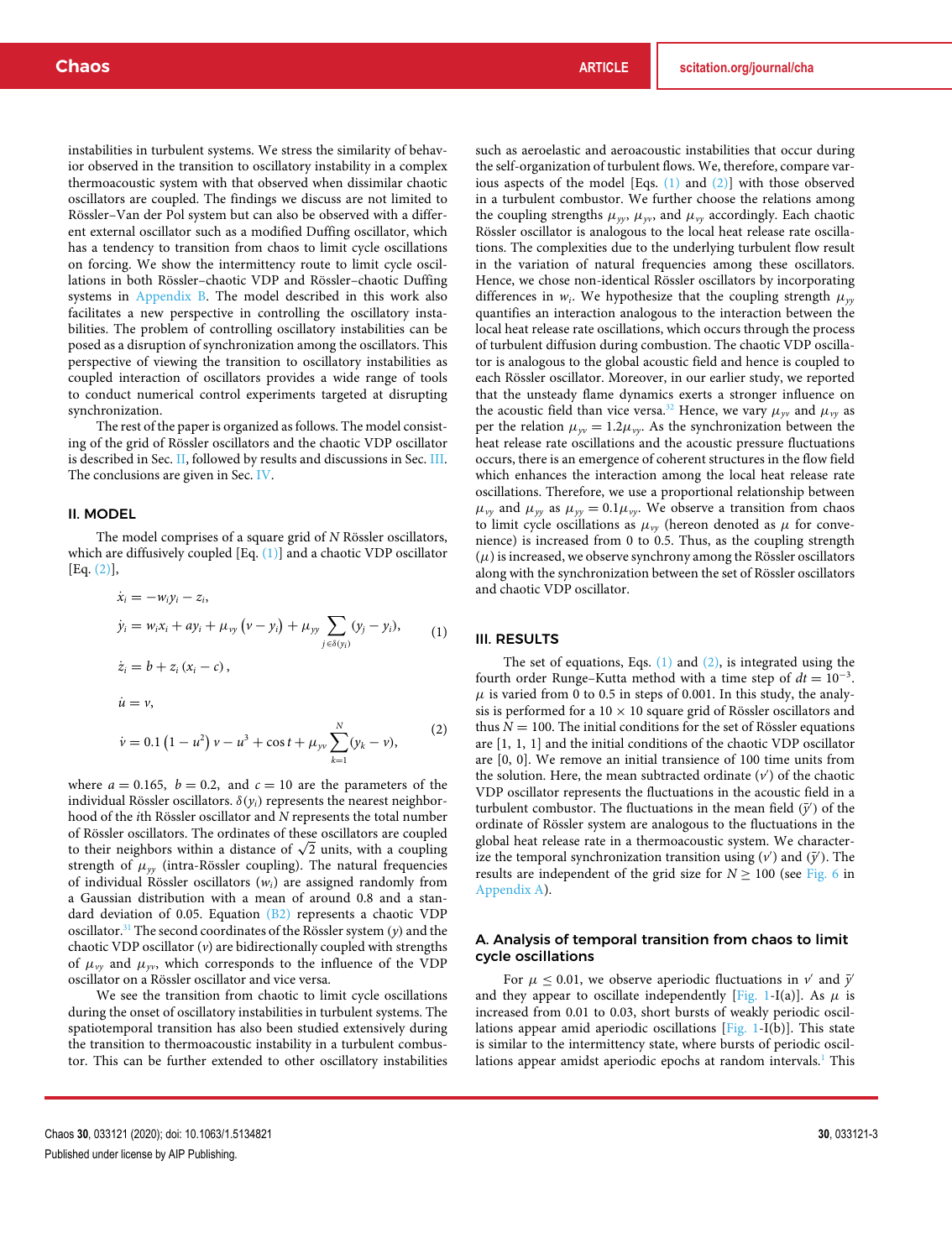instabilities in turbulent systems. We stress the similarity of behavior observed in the transition to oscillatory instability in a complex thermoacoustic system with that observed when dissimilar chaotic oscillators are coupled. The findings we discuss are not limited to Rössler–Van der Pol system but can also be observed with a different external oscillator such as a modified Duffing oscillator, which has a tendency to transition from chaos to limit cycle oscillations on forcing. We show the intermittency route to limit cycle oscillations in both Rössler–chaotic VDP and Rössler–chaotic Duffing systems in Appendix B. The model described in this work also facilitates a new perspective in controlling the oscillatory instabilities. The problem of controlling oscillatory instabilities can be posed as a disruption of synchronization among the oscillators. This perspective of viewing the transition to oscillatory instabilities as coupled interaction of oscillators provides a wide range of tools to conduct numerical control experiments targeted at disrupting synchronization.

The rest of the paper is organized as follows. The model consisting of the grid of Rössler oscillators and the chaotic VDP oscillator is described in Sec. II, followed by results and discussions in Sec. III. The conclusions are given in Sec. IV.

## II. MODEL

The model comprises of a square grid of $N$ Rössler oscillators, which are diffusively coupled [Eq. (1)] and a chaotic VDP oscillator [Eq. (2)],

$$
\begin{aligned}
\dot{x}_i &= -w_i y_i - z_i, \\
\dot{y}_i &= w_i x_i + a y_i + \mu_{vy}\left(v - y_i\right) + \mu_{yy} \sum_{j \in \delta(y_i)} (y_j - y_i), \\
\dot{z}_i &= b + z_i\left(x_i - c\right),
\end{aligned}
\tag{1}
$$

$$
\begin{aligned}
\dot{u} &= v, \\
\dot{v} &= 0.1\left(1 - u^2\right) v - u^3 + \cos t + \mu_{yv} \sum_{k=1}^{N} (y_k - v),
\end{aligned}
\tag{2}
$$

where $a = 0.165$, $b = 0.2$, and $c = 10$ are the parameters of the individual Rössler oscillators. $\delta(y_i)$ represents the nearest neighborhood of the $i$th Rössler oscillator and $N$ represents the total number of Rössler oscillators. The ordinates of these oscillators are coupled to their neighbors within a distance of $\sqrt{2}$ units, with a coupling strength of $\mu_{yy}$ (intra-Rössler coupling). The natural frequencies of individual Rössler oscillators ($w_i$) are assigned randomly from a Gaussian distribution with a mean of around 0.8 and a standard deviation of 0.05. Equation (B2) represents a chaotic VDP oscillator.[31] The second coordinates of the Rössler system ($y$) and the chaotic VDP oscillator ($v$) are bidirectionally coupled with strengths of $\mu_{vy}$ and $\mu_{yv}$, which corresponds to the influence of the VDP oscillator on a Rössler oscillator and vice versa.

We see the transition from chaotic to limit cycle oscillations during the onset of oscillatory instabilities in turbulent systems. The spatiotemporal transition has also been studied extensively during the transition to thermoacoustic instability in a turbulent combustor. This can be further extended to other oscillatory instabilities such as aeroelastic and aeroacoustic instabilities that occur during the self-organization of turbulent flows. We, therefore, compare various aspects of the model [Eqs. (1) and (2)] with those observed in a turbulent combustor. We further choose the relations among the coupling strengths $\mu_{yy}$, $\mu_{yv}$, and $\mu_{vy}$ accordingly. Each chaotic Rössler oscillator is analogous to the local heat release rate oscillations. The complexities due to the underlying turbulent flow result in the variation of natural frequencies among these oscillators. Hence, we chose non-identical Rössler oscillators by incorporating differences in $w_i$. We hypothesize that the coupling strength $\mu_{yy}$ quantifies an interaction analogous to the interaction between the local heat release rate oscillations, which occurs through the process of turbulent diffusion during combustion. The chaotic VDP oscillator is analogous to the global acoustic field and hence is coupled to each Rössler oscillator. Moreover, in our earlier study, we reported that the unsteady flame dynamics exerts a stronger influence on the acoustic field than vice versa.[32] Hence, we vary $\mu_{yv}$ and $\mu_{vy}$ as per the relation $\mu_{yv} = 1.2\mu_{vy}$. As the synchronization between the heat release rate oscillations and the acoustic pressure fluctuations occurs, there is an emergence of coherent structures in the flow field which enhances the interaction among the local heat release rate oscillations. Therefore, we use a proportional relationship between $\mu_{vy}$ and $\mu_{yy}$ as $\mu_{yy} = 0.1\mu_{vy}$. We observe a transition from chaos to limit cycle oscillations as $\mu_{vy}$ (hereon denoted as $\mu$ for convenience) is increased from 0 to 0.5. Thus, as the coupling strength ($\mu$) is increased, we observe synchrony among the Rössler oscillators along with the synchronization between the set of Rössler oscillators and chaotic VDP oscillator.

## III. RESULTS

The set of equations, Eqs. (1) and (2), is integrated using the fourth order Runge–Kutta method with a time step of $dt = 10^{-3}$. $\mu$ is varied from 0 to 0.5 in steps of 0.001. In this study, the analysis is performed for a $10 \times 10$ square grid of Rössler oscillators and thus $N = 100$. The initial conditions for the set of Rössler equations are [1, 1, 1] and the initial conditions of the chaotic VDP oscillator are [0, 0]. We remove an initial transience of 100 time units from the solution. Here, the mean subtracted ordinate ($v'$) of the chaotic VDP oscillator represents the fluctuations in the acoustic field in a turbulent combustor. The fluctuations in the mean field ($\bar{y}'$) of the ordinate of Rössler system are analogous to the fluctuations in the global heat release rate in a thermoacoustic system. We characterize the temporal synchronization transition using ($v'$) and ($\bar{y}'$). The results are independent of the grid size for $N \geq 100$ (see Fig. 6 in Appendix A).

### A. Analysis of temporal transition from chaos to limit cycle oscillations

For $\mu \leq 0.01$, we observe aperiodic fluctuations in $v'$ and $\bar{y}'$ and they appear to oscillate independently [Fig. 1-I(a)]. As $\mu$ is increased from 0.01 to 0.03, short bursts of weakly periodic oscillations appear amid aperiodic oscillations [Fig. 1-I(b)]. This state is similar to the intermittency state, where bursts of periodic oscillations appear amidst aperiodic epochs at random intervals.[1] This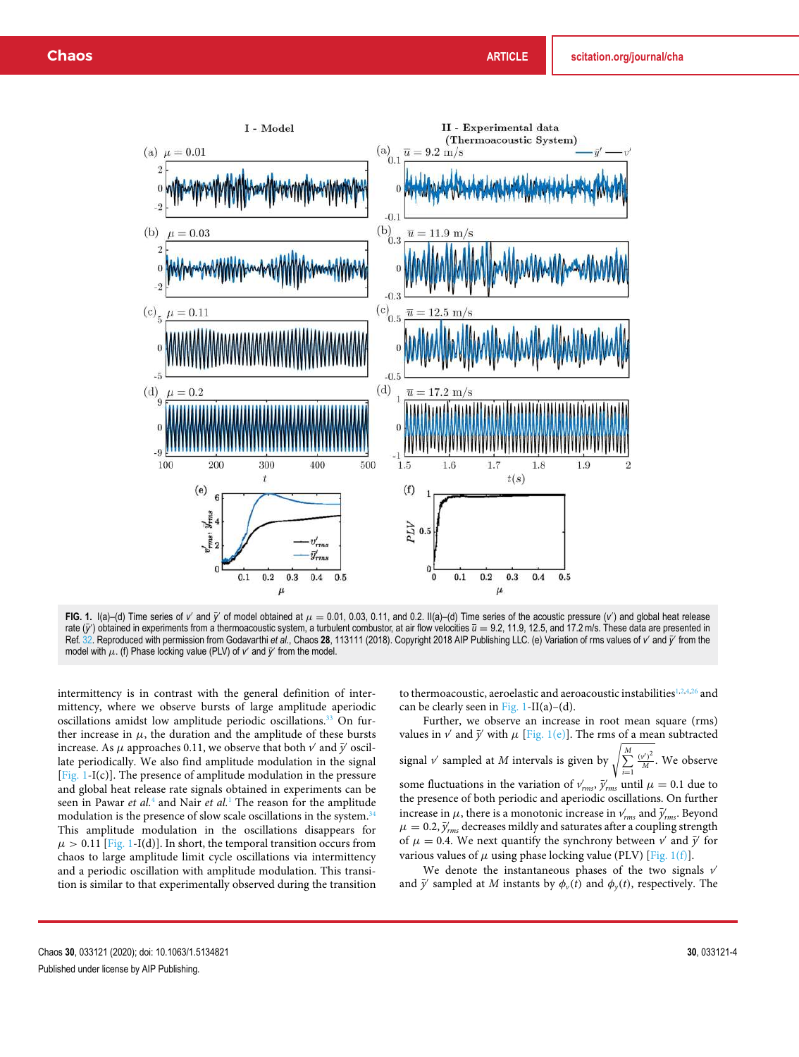**FIG. 1.** I(a)–(d) Time series of $v'$ and $\bar{y}'$ of model obtained at $\mu = 0.01$, 0.03, 0.11, and 0.2. II(a)–(d) Time series of the acoustic pressure ($v'$) and global heat release rate ($\bar{y}'$) obtained in experiments from a thermoacoustic system, a turbulent combustor, at air flow velocities $\bar{u} = 9.2$, 11.9, 12.5, and 17.2 m/s. These data are presented in Ref. 32. Reproduced with permission from Godavarthi *et al.*, Chaos **28**, 113111 (2018). Copyright 2018 AIP Publishing LLC. (e) Variation of rms values of $v'$ and $\bar{y}'$ from the model with $\mu$. (f) Phase locking value (PLV) of $v'$ and $\bar{y}'$ from the model.

intermittency is in contrast with the general definition of intermittency, where we observe bursts of large amplitude aperiodic oscillations amidst low amplitude periodic oscillations.[33] On further increase in $\mu$, the duration and the amplitude of these bursts increase. As $\mu$ approaches 0.11, we observe that both $v'$ and $\bar{y}'$ oscillate periodically. We also find amplitude modulation in the signal [Fig. 1-I(c)]. The presence of amplitude modulation in the pressure and global heat release rate signals obtained in experiments can be seen in Pawar *et al.*[4] and Nair *et al.*[1] The reason for the amplitude modulation is the presence of slow scale oscillations in the system.[34] This amplitude modulation in the oscillations disappears for $\mu > 0.11$ [Fig. 1-I(d)]. In short, the temporal transition occurs from chaos to large amplitude limit cycle oscillations via intermittency and a periodic oscillation with amplitude modulation. This transition is similar to that experimentally observed during the transition to thermoacoustic, aeroelastic and aeroacoustic instabilities[1,2,4,26] and can be clearly seen in Fig. 1-II(a)–(d).

Further, we observe an increase in root mean square (rms) values in $v'$ and $\bar{y}'$ with $\mu$ [Fig. 1(e)]. The rms of a mean subtracted signal $v'$ sampled at $M$ intervals is given by $\sqrt{\sum_{i=1}^{M} \frac{(v')^2}{M}}$. We observe some fluctuations in the variation of $v'_{rms}$, $\bar{y}'_{rms}$ until $\mu = 0.1$ due to the presence of both periodic and aperiodic oscillations. On further increase in $\mu$, there is a monotonic increase in $v'_{rms}$ and $\bar{y}'_{rms}$. Beyond $\mu = 0.2$, $\bar{y}'_{rms}$ decreases mildly and saturates after a coupling strength of $\mu = 0.4$. We next quantify the synchrony between $v'$ and $\bar{y}'$ for various values of $\mu$ using phase locking value (PLV) [Fig. 1(f)].

We denote the instantaneous phases of the two signals $v'$ and $\bar{y}'$ sampled at $M$ instants by $\phi_v(t)$ and $\phi_y(t)$, respectively. The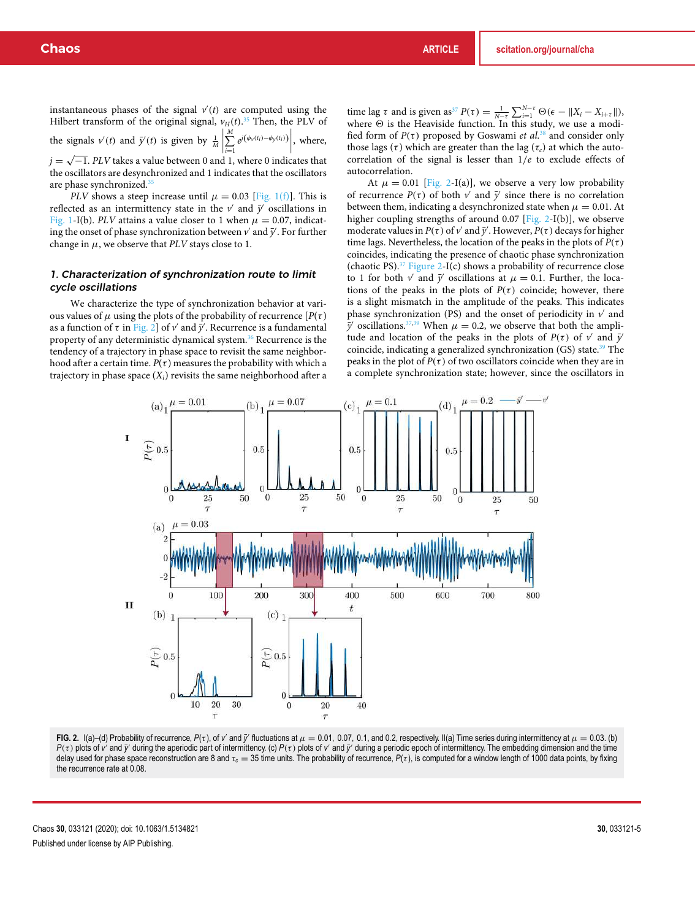instantaneous phases of the signal $v'(t)$ are computed using the Hilbert transform of the original signal, $v_H(t)$.[35] Then, the PLV of the signals $v'(t)$ and $\bar{y}'(t)$ is given by $\frac{1}{M}\left|\sum_{i=1}^{M} e^{j(\phi_v(t_i)-\phi_y(t_i))}\right|$, where, $j=\sqrt{-1}$. *PLV* takes a value between 0 and 1, where 0 indicates that the oscillators are desynchronized and 1 indicates that the oscillators are phase synchronized.[35]

*PLV* shows a steep increase until $\mu = 0.03$ [Fig. 1(f)]. This is reflected as an intermittency state in the $v'$ and $\bar{y}'$ oscillations in Fig. 1-I(b). *PLV* attains a value closer to 1 when $\mu = 0.07$, indicating the onset of phase synchronization between $v'$ and $\bar{y}'$. For further change in $\mu$, we observe that *PLV* stays close to 1.

### *1. Characterization of synchronization route to limit cycle oscillations*

We characterize the type of synchronization behavior at various values of $\mu$ using the plots of the probability of recurrence $[P(\tau)]$ as a function of $\tau$ in Fig. 2] of $v'$ and $\bar{y}'$. Recurrence is a fundamental property of any deterministic dynamical system.[36] Recurrence is the tendency of a trajectory in phase space to revisit the same neighborhood after a certain time. $P(\tau)$ measures the probability with which a trajectory in phase space ($X_i$) revisits the same neighborhood after a time lag $\tau$ and is given as[37] $P(\tau) = \frac{1}{N-\tau}\sum_{i=1}^{N-\tau}\Theta(\epsilon - \|X_i - X_{i+\tau}\|)$, where $\Theta$ is the Heaviside function. In this study, we use a modified form of $P(\tau)$ proposed by Goswami *et al.*[38] and consider only those lags ($\tau$) which are greater than the lag ($\tau_c$) at which the autocorrelation of the signal is lesser than $1/e$ to exclude effects of autocorrelation.

At $\mu = 0.01$ [Fig. 2-I(a)], we observe a very low probability of recurrence $P(\tau)$ of both $v'$ and $\bar{y}'$ since there is no correlation between them, indicating a desynchronized state when $\mu = 0.01$. At higher coupling strengths of around 0.07 [Fig. 2-I(b)], we observe moderate values in $P(\tau)$ of $v'$ and $\bar{y}'$. However, $P(\tau)$ decays for higher time lags. Nevertheless, the location of the peaks in the plots of $P(\tau)$ coincides, indicating the presence of chaotic phase synchronization (chaotic PS).[37] Figure 2-I(c) shows a probability of recurrence close to 1 for both $v'$ and $\bar{y}'$ oscillations at $\mu = 0.1$. Further, the locations of the peaks in the plots of $P(\tau)$ coincide; however, there is a slight mismatch in the amplitude of the peaks. This indicates phase synchronization (PS) and the onset of periodicity in $v'$ and $\bar{y}'$ oscillations.[37,39] When $\mu = 0.2$, we observe that both the amplitude and location of the peaks in the plots of $P(\tau)$ of $v'$ and $\bar{y}'$ coincide, indicating a generalized synchronization (GS) state.[39] The peaks in the plot of $P(\tau)$ of two oscillators coincide when they are in a complete synchronization state; however, since the oscillators in

**FIG. 2.** I(a)–(d) Probability of recurrence, $P(\tau)$, of $v'$ and $\bar{y}'$ fluctuations at $\mu = 0.01$, 0.07, 0.1, and 0.2, respectively. II(a) Time series during intermittency at $\mu = 0.03$. (b) $P(\tau)$ plots of $v'$ and $\bar{y}'$ during the aperiodic part of intermittency. (c) $P(\tau)$ plots of $v'$ and $\bar{y}'$ during a periodic epoch of intermittency. The embedding dimension and the time delay used for phase space reconstruction are 8 and $\tau_c = 35$ time units. The probability of recurrence, $P(\tau)$, is computed for a window length of 1000 data points, by fixing the recurrence rate at 0.08.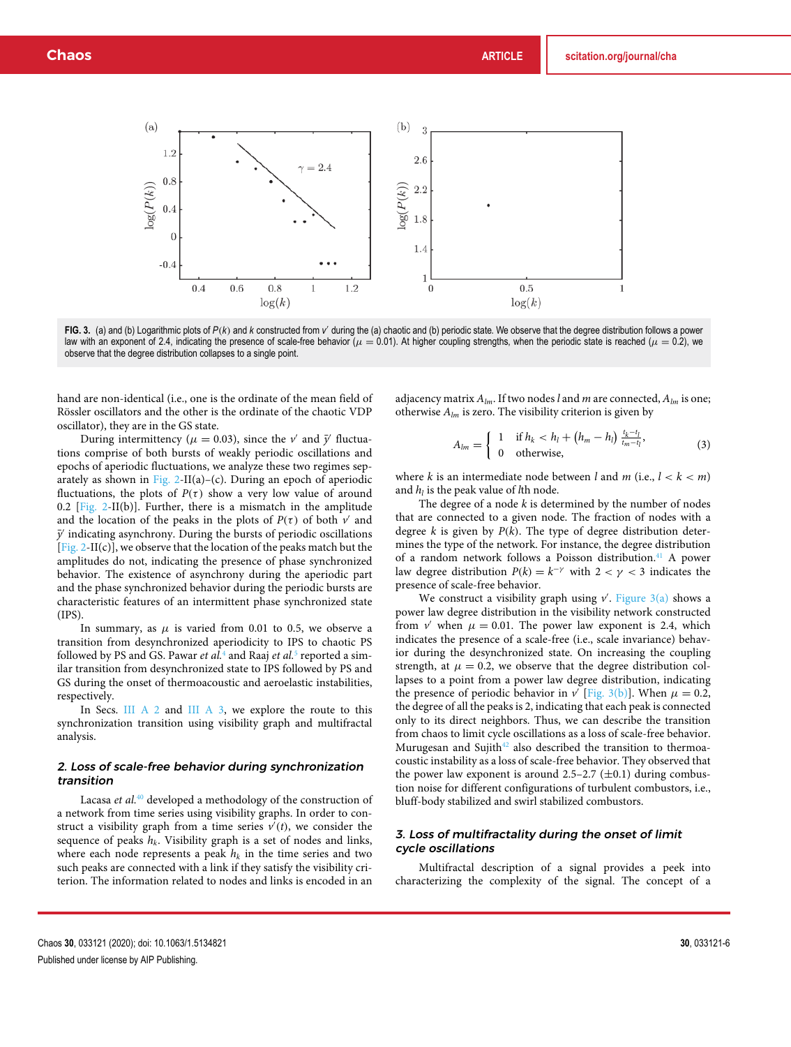**FIG. 3.** (a) and (b) Logarithmic plots of $P(k)$ and $k$ constructed from $v'$ during the (a) chaotic and (b) periodic state. We observe that the degree distribution follows a power law with an exponent of 2.4, indicating the presence of scale-free behavior ($\mu = 0.01$). At higher coupling strengths, when the periodic state is reached ($\mu = 0.2$), we observe that the degree distribution collapses to a single point.

hand are non-identical (i.e., one is the ordinate of the mean field of Rössler oscillators and the other is the ordinate of the chaotic VDP oscillator), they are in the GS state.

During intermittency ($\mu = 0.03$), since the $v'$ and $\bar{y}'$ fluctuations comprise of both bursts of weakly periodic oscillations and epochs of aperiodic fluctuations, we analyze these two regimes separately as shown in Fig. 2-II(a)–(c). During an epoch of aperiodic fluctuations, the plots of $P(\tau)$ show a very low value of around 0.2 [Fig. 2-II(b)]. Further, there is a mismatch in the amplitude and the location of the peaks in the plots of $P(\tau)$ of both $v'$ and $\bar{y}'$ indicating asynchrony. During the bursts of periodic oscillations [Fig. 2-II(c)], we observe that the location of the peaks match but the amplitudes do not, indicating the presence of phase synchronized behavior. The existence of asynchrony during the aperiodic part and the phase synchronized behavior during the periodic bursts are characteristic features of an intermittent phase synchronized state (IPS).

In summary, as $\mu$ is varied from 0.01 to 0.5, we observe a transition from desynchronized aperiodicity to IPS to chaotic PS followed by PS and GS. Pawar *et al.*[4] and Raaj *et al.*[5] reported a similar transition from desynchronized state to IPS followed by PS and GS during the onset of thermoacoustic and aeroelastic instabilities, respectively.

In Secs. III A 2 and III A 3, we explore the route to this synchronization transition using visibility graph and multifractal analysis.

### 2. Loss of scale-free behavior during synchronization transition

Lacasa *et al.*[40] developed a methodology of the construction of a network from time series using visibility graphs. In order to construct a visibility graph from a time series $v'(t)$, we consider the sequence of peaks $h_k$. Visibility graph is a set of nodes and links, where each node represents a peak $h_k$ in the time series and two such peaks are connected with a link if they satisfy the visibility criterion. The information related to nodes and links is encoded in an adjacency matrix $A_{lm}$. If two nodes $l$ and $m$ are connected, $A_{lm}$ is one; otherwise $A_{lm}$ is zero. The visibility criterion is given by

$$A_{lm} = \begin{cases} 1 & \text{if } h_k < h_l + (h_m - h_l)\,\frac{t_k - t_l}{t_m - t_l}, \\ 0 & \text{otherwise}, \end{cases} \tag{3}$$

where $k$ is an intermediate node between $l$ and $m$ (i.e., $l < k < m$) and $h_l$ is the peak value of $l$th node.

The degree of a node $k$ is determined by the number of nodes that are connected to a given node. The fraction of nodes with a degree $k$ is given by $P(k)$. The type of degree distribution determines the type of the network. For instance, the degree distribution of a random network follows a Poisson distribution.[41] A power law degree distribution $P(k) = k^{-\gamma}$ with $2 < \gamma < 3$ indicates the presence of scale-free behavior.

We construct a visibility graph using $v'$. Figure 3(a) shows a power law degree distribution in the visibility network constructed from $v'$ when $\mu = 0.01$. The power law exponent is 2.4, which indicates the presence of a scale-free (i.e., scale invariance) behavior during the desynchronized state. On increasing the coupling strength, at $\mu = 0.2$, we observe that the degree distribution collapses to a point from a power law degree distribution, indicating the presence of periodic behavior in $v'$ [Fig. 3(b)]. When $\mu = 0.2$, the degree of all the peaks is 2, indicating that each peak is connected only to its direct neighbors. Thus, we can describe the transition from chaos to limit cycle oscillations as a loss of scale-free behavior. Murugesan and Sujith[42] also described the transition to thermoacoustic instability as a loss of scale-free behavior. They observed that the power law exponent is around 2.5–2.7 ($\pm 0.1$) during combustion noise for different configurations of turbulent combustors, i.e., bluff-body stabilized and swirl stabilized combustors.

### 3. Loss of multifractality during the onset of limit cycle oscillations

Multifractal description of a signal provides a peek into characterizing the complexity of the signal. The concept of a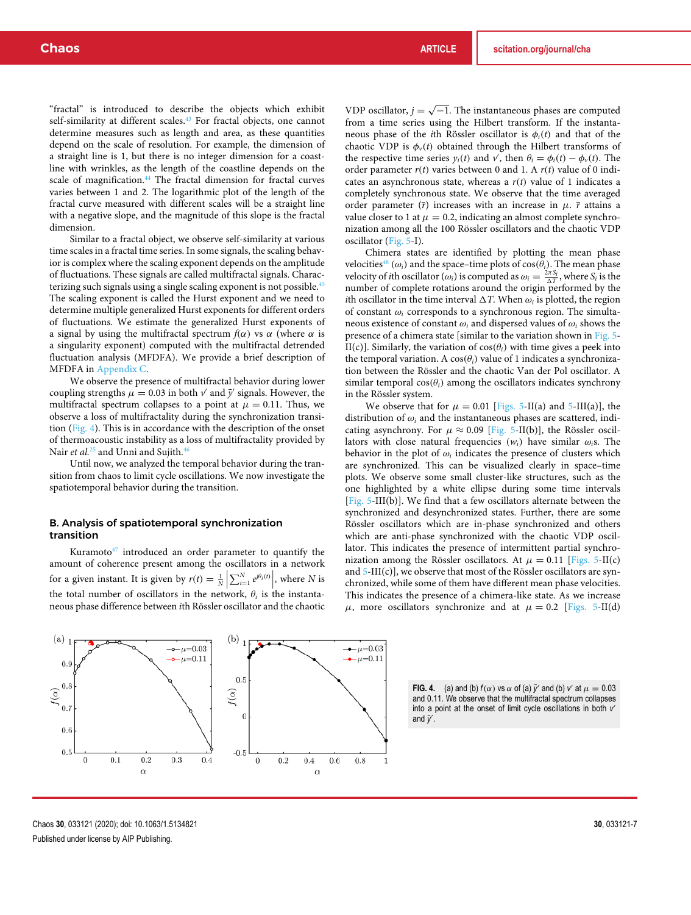"fractal" is introduced to describe the objects which exhibit self-similarity at different scales.[43] For fractal objects, one cannot determine measures such as length and area, as these quantities depend on the scale of resolution. For example, the dimension of a straight line is 1, but there is no integer dimension for a coastline with wrinkles, as the length of the coastline depends on the scale of magnification.[44] The fractal dimension for fractal curves varies between 1 and 2. The logarithmic plot of the length of the fractal curve measured with different scales will be a straight line with a negative slope, and the magnitude of this slope is the fractal dimension.

Similar to a fractal object, we observe self-similarity at various time scales in a fractal time series. In some signals, the scaling behavior is complex where the scaling exponent depends on the amplitude of fluctuations. These signals are called multifractal signals. Characterizing such signals using a single scaling exponent is not possible.[45] The scaling exponent is called the Hurst exponent and we need to determine multiple generalized Hurst exponents for different orders of fluctuations. We estimate the generalized Hurst exponents of a signal by using the multifractal spectrum $f(\alpha)$ vs $\alpha$ (where $\alpha$ is a singularity exponent) computed with the multifractal detrended fluctuation analysis (MFDFA). We provide a brief description of MFDFA in Appendix C.

We observe the presence of multifractal behavior during lower coupling strengths $\mu = 0.03$ in both $v'$ and $\bar{y}'$ signals. However, the multifractal spectrum collapses to a point at $\mu = 0.11$. Thus, we observe a loss of multifractality during the synchronization transition (Fig. 4). This is in accordance with the description of the onset of thermoacoustic instability as a loss of multifractality provided by Nair *et al.*[25] and Unni and Sujith.[46]

Until now, we analyzed the temporal behavior during the transition from chaos to limit cycle oscillations. We now investigate the spatiotemporal behavior during the transition.

## B. Analysis of spatiotemporal synchronization transition

Kuramoto[47] introduced an order parameter to quantify the amount of coherence present among the oscillators in a network for a given instant. It is given by $r(t) = \frac{1}{N}\left|\sum_{i=1}^{N} e^{j\theta_i(t)}\right|$, where $N$ is the total number of oscillators in the network, $\theta_i$ is the instantaneous phase difference between $i$th Rössler oscillator and the chaotic VDP oscillator, $j = \sqrt{-1}$. The instantaneous phases are computed from a time series using the Hilbert transform. If the instantaneous phase of the $i$th Rössler oscillator is $\phi_i(t)$ and that of the chaotic VDP is $\phi_v(t)$ obtained through the Hilbert transforms of the respective time series $y_i(t)$ and $v'$, then $\theta_i = \phi_i(t) - \phi_v(t)$. The order parameter $r(t)$ varies between 0 and 1. A $r(t)$ value of 0 indicates an asynchronous state, whereas a $r(t)$ value of 1 indicates a completely synchronous state. We observe that the time averaged order parameter ($\bar{r}$) increases with an increase in $\mu$. $\bar{r}$ attains a value closer to 1 at $\mu = 0.2$, indicating an almost complete synchronization among all the 100 Rössler oscillators and the chaotic VDP oscillator (Fig. 5-I).

Chimera states are identified by plotting the mean phase velocities[48] ($\omega_i$) and the space–time plots of $\cos(\theta_i)$. The mean phase velocity of $i$th oscillator ($\omega_i$) is computed as $\omega_i = \frac{2\pi S_i}{\Delta T}$, where $S_i$ is the number of complete rotations around the origin performed by the $i$th oscillator in the time interval $\Delta T$. When $\omega_i$ is plotted, the region of constant $\omega_i$ corresponds to a synchronous region. The simultaneous existence of constant $\omega_i$ and dispersed values of $\omega_i$ shows the presence of a chimera state [similar to the variation shown in Fig. 5-II(c)]. Similarly, the variation of $\cos(\theta_i)$ with time gives a peek into the temporal variation. A $\cos(\theta_i)$ value of 1 indicates a synchronization between the Rössler and the chaotic Van der Pol oscillator. A similar temporal $\cos(\theta_i)$ among the oscillators indicates synchrony in the Rössler system.

We observe that for $\mu = 0.01$ [Figs. 5-II(a) and 5-III(a)], the distribution of $\omega_i$ and the instantaneous phases are scattered, indicating asynchrony. For $\mu \approx 0.09$ [Fig. 5-II(b)], the Rössler oscillators with close natural frequencies ($w_i$) have similar $\omega_i$s. The behavior in the plot of $\omega_i$ indicates the presence of clusters which are synchronized. This can be visualized clearly in space–time plots. We observe some small cluster-like structures, such as the one highlighted by a white ellipse during some time intervals [Fig. 5-III(b)]. We find that a few oscillators alternate between the synchronized and desynchronized states. Further, there are some Rössler oscillators which are in-phase synchronized and others which are anti-phase synchronized with the chaotic VDP oscillator. This indicates the presence of intermittent partial synchronization among the Rössler oscillators. At $\mu = 0.11$ [Figs. 5-II(c) and 5-III(c)], we observe that most of the Rössler oscillators are synchronized, while some of them have different mean phase velocities. This indicates the presence of a chimera-like state. As we increase $\mu$, more oscillators synchronize and at $\mu = 0.2$ [Figs. 5-II(d)

**FIG. 4.** (a) and (b) $f(\alpha)$ vs $\alpha$ of (a) $\bar{y}'$ and (b) $v'$ at $\mu = 0.03$ and 0.11. We observe that the multifractal spectrum collapses into a point at the onset of limit cycle oscillations in both $v'$ and $\bar{y}'$.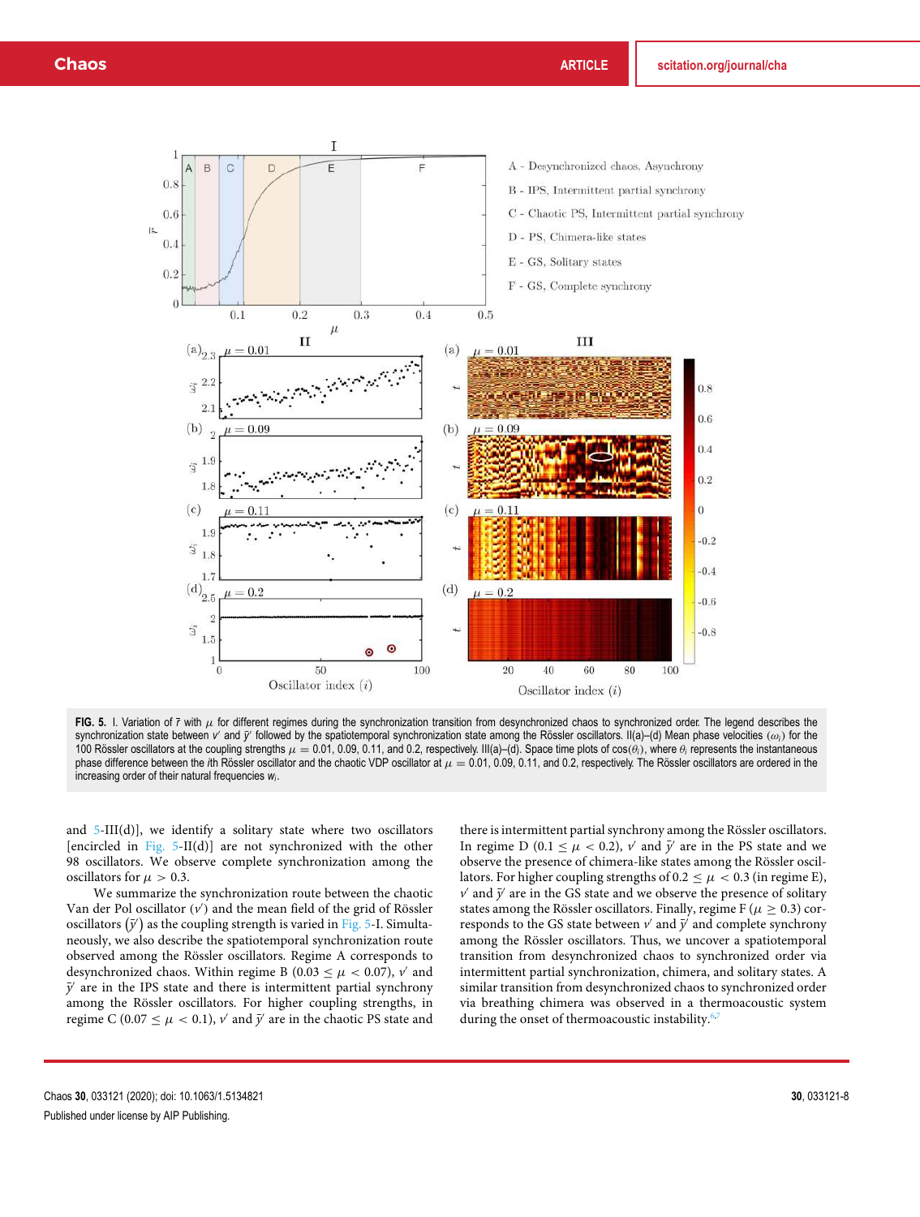**FIG. 5.** I. Variation of $\bar{r}$ with $\mu$ for different regimes during the synchronization transition from desynchronized chaos to synchronized order. The legend describes the synchronization state between $v'$ and $\bar{y}'$ followed by the spatiotemporal synchronization state among the Rössler oscillators. II(a)–(d) Mean phase velocities ($\omega_i$) for the 100 Rössler oscillators at the coupling strengths $\mu = 0.01$, 0.09, 0.11, and 0.2, respectively. III(a)–(d). Space time plots of $\cos(\theta_i)$, where $\theta_i$ represents the instantaneous phase difference between the $i$th Rössler oscillator and the chaotic VDP oscillator at $\mu = 0.01$, 0.09, 0.11, and 0.2, respectively. The Rössler oscillators are ordered in the increasing order of their natural frequencies $w_i$.

and 5-III(d)], we identify a solitary state where two oscillators [encircled in Fig. 5-II(d)] are not synchronized with the other 98 oscillators. We observe complete synchronization among the oscillators for $\mu > 0.3$.

We summarize the synchronization route between the chaotic Van der Pol oscillator ($v'$) and the mean field of the grid of Rössler oscillators ($\bar{y}'$) as the coupling strength is varied in Fig. 5-I. Simultaneously, we also describe the spatiotemporal synchronization route observed among the Rössler oscillators. Regime A corresponds to desynchronized chaos. Within regime B ($0.03 \leq \mu < 0.07$), $v'$ and $\bar{y}'$ are in the IPS state and there is intermittent partial synchrony among the Rössler oscillators. For higher coupling strengths, in regime C ($0.07 \leq \mu < 0.1$), $v'$ and $\bar{y}'$ are in the chaotic PS state and there is intermittent partial synchrony among the Rössler oscillators. In regime D ($0.1 \leq \mu < 0.2$), $v'$ and $\bar{y}'$ are in the PS state and we observe the presence of chimera-like states among the Rössler oscillators. For higher coupling strengths of $0.2 \leq \mu < 0.3$ (in regime E), $v'$ and $\bar{y}'$ are in the GS state and we observe the presence of solitary states among the Rössler oscillators. Finally, regime F ($\mu \geq 0.3$) corresponds to the GS state between $v'$ and $\bar{y}'$ and complete synchrony among the Rössler oscillators. Thus, we uncover a spatiotemporal transition from desynchronized chaos to synchronized order via intermittent partial synchronization, chimera, and solitary states. A similar transition from desynchronized chaos to synchronized order via breathing chimera was observed in a thermoacoustic system during the onset of thermoacoustic instability.[6,7]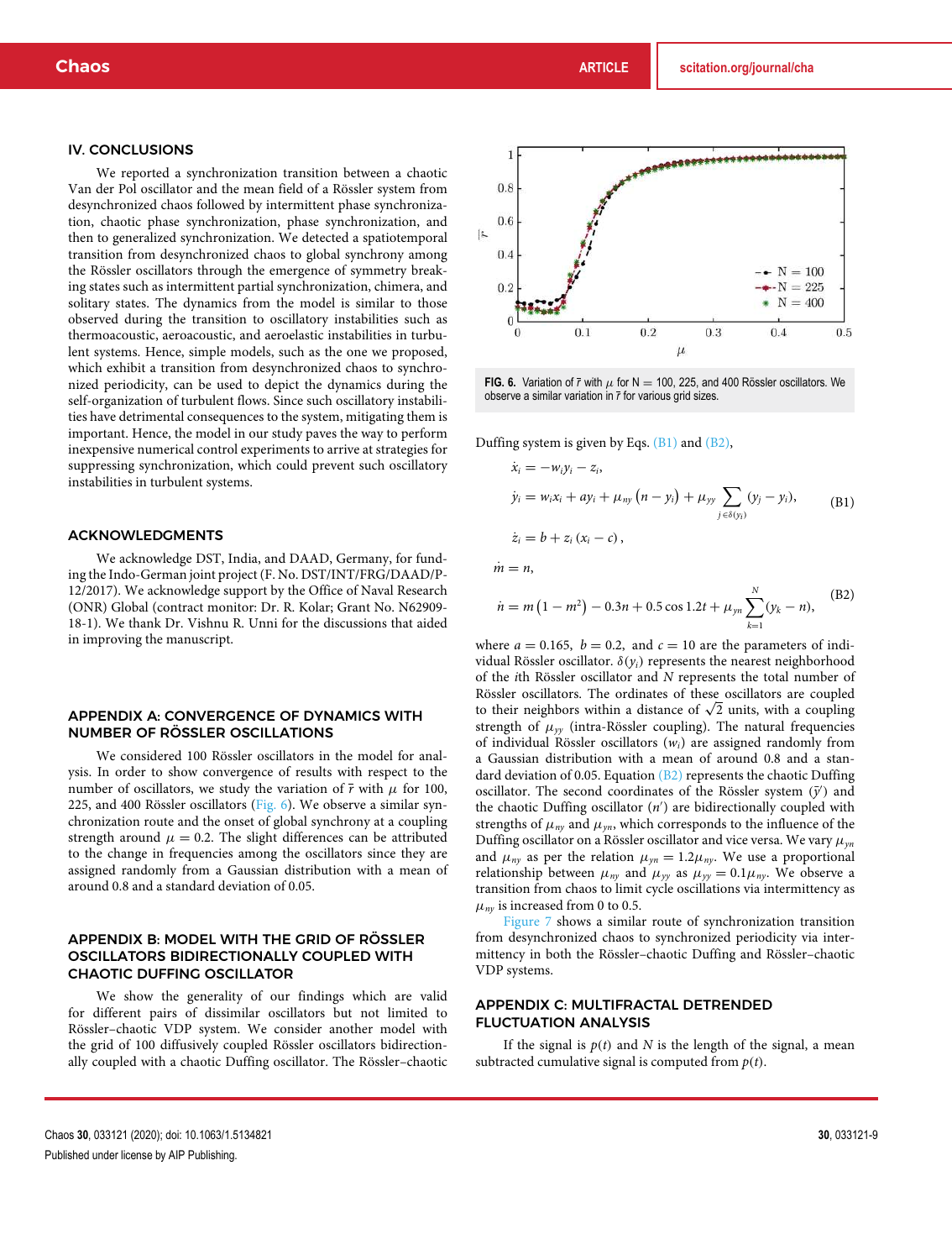## IV. CONCLUSIONS

We reported a synchronization transition between a chaotic Van der Pol oscillator and the mean field of a Rössler system from desynchronized chaos followed by intermittent phase synchronization, chaotic phase synchronization, phase synchronization, and then to generalized synchronization. We detected a spatiotemporal transition from desynchronized chaos to global synchrony among the Rössler oscillators through the emergence of symmetry breaking states such as intermittent partial synchronization, chimera, and solitary states. The dynamics from the model is similar to those observed during the transition to oscillatory instabilities such as thermoacoustic, aeroacoustic, and aeroelastic instabilities in turbulent systems. Hence, simple models, such as the one we proposed, which exhibit a transition from desynchronized chaos to synchronized periodicity, can be used to depict the dynamics during the self-organization of turbulent flows. Since such oscillatory instabilities have detrimental consequences to the system, mitigating them is important. Hence, the model in our study paves the way to perform inexpensive numerical control experiments to arrive at strategies for suppressing synchronization, which could prevent such oscillatory instabilities in turbulent systems.

## ACKNOWLEDGMENTS

We acknowledge DST, India, and DAAD, Germany, for funding the Indo-German joint project (F. No. DST/INT/FRG/DAAD/P-12/2017). We acknowledge support by the Office of Naval Research (ONR) Global (contract monitor: Dr. R. Kolar; Grant No. N62909-18-1). We thank Dr. Vishnu R. Unni for the discussions that aided in improving the manuscript.

## APPENDIX A: CONVERGENCE OF DYNAMICS WITH NUMBER OF RÖSSLER OSCILLATORS

We considered 100 Rössler oscillators in the model for analysis. In order to show convergence of results with respect to the number of oscillators, we study the variation of $\bar{r}$ with $\mu$ for 100, 225, and 400 Rössler oscillators (Fig. 6). We observe a similar synchronization route and the onset of global synchrony at a coupling strength around $\mu = 0.2$. The slight differences can be attributed to the change in frequencies among the oscillators since they are assigned randomly from a Gaussian distribution with a mean of around 0.8 and a standard deviation of 0.05.

**FIG. 6.** Variation of $\bar{r}$ with $\mu$ for N = 100, 225, and 400 Rössler oscillators. We observe a similar variation in $\bar{r}$ for various grid sizes.

## APPENDIX B: MODEL WITH THE GRID OF RÖSSLER OSCILLATORS BIDIRECTIONALLY COUPLED WITH CHAOTIC DUFFING OSCILLATOR

We show the generality of our findings which are valid for different pairs of dissimilar oscillators but not limited to Rössler–chaotic VDP system. We consider another model with the grid of 100 diffusively coupled Rössler oscillators bidirectionally coupled with a chaotic Duffing oscillator. The Rössler–chaotic Duffing system is given by Eqs. (B1) and (B2),

$$
\begin{aligned}
\dot{x}_i &= -w_i y_i - z_i, \\
\dot{y}_i &= w_i x_i + a y_i + \mu_{ny}\left(n - y_i\right) + \mu_{yy} \sum_{j \in \delta(y_i)} (y_j - y_i), \\
\dot{z}_i &= b + z_i\,(x_i - c),
\end{aligned}
\tag{B1}
$$

$$
\begin{aligned}
\dot{m} &= n, \\
\dot{n} &= m\left(1 - m^2\right) - 0.3n + 0.5\cos 1.2t + \mu_{yn} \sum_{k=1}^{N} (y_k - n),
\end{aligned}
\tag{B2}
$$

where $a = 0.165$, $b = 0.2$, and $c = 10$ are the parameters of individual Rössler oscillator. $\delta(y_i)$ represents the nearest neighborhood of the $i$th Rössler oscillator and $N$ represents the total number of Rössler oscillators. The ordinates of these oscillators are coupled to their neighbors within a distance of $\sqrt{2}$ units, with a coupling strength of $\mu_{yy}$ (intra-Rössler coupling). The natural frequencies of individual Rössler oscillators ($w_i$) are assigned randomly from a Gaussian distribution with a mean of around 0.8 and a standard deviation of 0.05. Equation (B2) represents the chaotic Duffing oscillator. The second coordinates of the Rössler system ($\bar{y}'$) and the chaotic Duffing oscillator ($n'$) are bidirectionally coupled with strengths of $\mu_{ny}$ and $\mu_{yn}$, which corresponds to the influence of the Duffing oscillator on a Rössler oscillator and vice versa. We vary $\mu_{yn}$ and $\mu_{ny}$ as per the relation $\mu_{yn} = 1.2\mu_{ny}$. We use a proportional relationship between $\mu_{ny}$ and $\mu_{yy}$ as $\mu_{yy} = 0.1\mu_{ny}$. We observe a transition from chaos to limit cycle oscillations via intermittency as $\mu_{ny}$ is increased from 0 to 0.5.

Figure 7 shows a similar route of synchronization transition from desynchronized chaos to synchronized periodicity via intermittency in both the Rössler–chaotic Duffing and Rössler–chaotic VDP systems.

## APPENDIX C: MULTIFRACTAL DETRENDED FLUCTUATION ANALYSIS

If the signal is $p(t)$ and $N$ is the length of the signal, a mean subtracted cumulative signal is computed from $p(t)$.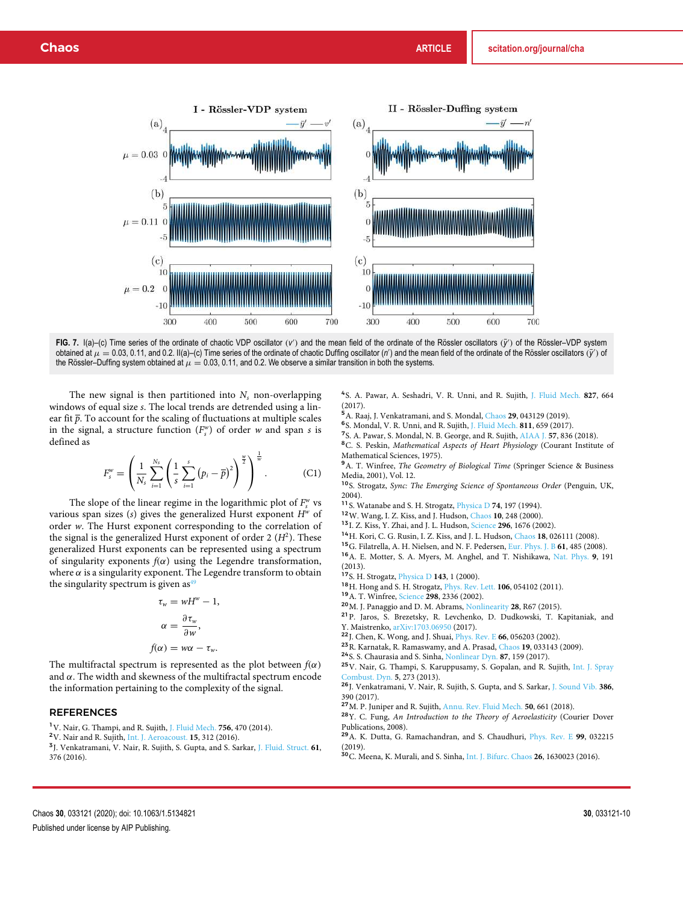FIG. 7. I(a)–(c) Time series of the ordinate of chaotic VDP oscillator ($v'$) and the mean field of the ordinate of the Rössler oscillators ($\bar{y}'$) of the Rössler–VDP system obtained at $\mu = 0.03$, 0.11, and 0.2. II(a)–(c) Time series of the ordinate of chaotic Duffing oscillator ($n'$) and the mean field of the ordinate of the Rössler oscillators ($\bar{y}'$) of the Rössler–Duffing system obtained at $\mu = 0.03$, 0.11, and 0.2. We observe a similar transition in both the systems.

The new signal is then partitioned into $N_s$ non-overlapping windows of equal size $s$. The local trends are detrended using a linear fit $\bar{p}$. To account for the scaling of fluctuations at multiple scales in the signal, a structure function ($F_s^w$) of order $w$ and span $s$ is defined as

$$F_s^w = \left( \frac{1}{N_s} \sum_{i=1}^{N_s} \left( \frac{1}{s} \sum_{i=1}^{s} (p_i - \bar{p})^2 \right)^{\frac{w}{2}} \right)^{\frac{1}{w}}. \tag{C1}$$

The slope of the linear regime in the logarithmic plot of $F_s^w$ vs various span sizes ($s$) gives the generalized Hurst exponent $H^w$ of order $w$. The Hurst exponent corresponding to the correlation of the signal is the generalized Hurst exponent of order 2 ($H^2$). These generalized Hurst exponents can be represented using a spectrum of singularity exponents $f(\alpha)$ using the Legendre transformation, where $\alpha$ is a singularity exponent. The Legendre transform to obtain the singularity spectrum is given as[49]

$$\tau_w = wH^w - 1,$$

$$\alpha = \frac{\partial \tau_w}{\partial w},$$

$$f(\alpha) = w\alpha - \tau_w.$$

The multifractal spectrum is represented as the plot between $f(\alpha)$ and $\alpha$. The width and skewness of the multifractal spectrum encode the information pertaining to the complexity of the signal.

## REFERENCES

[1] V. Nair, G. Thampi, and R. Sujith, J. Fluid Mech. **756**, 470 (2014).
[2] V. Nair and R. Sujith, Int. J. Aeroacoust. **15**, 312 (2016).
[3] J. Venkatramani, V. Nair, R. Sujith, S. Gupta, and S. Sarkar, J. Fluid. Struct. **61**, 376 (2016).
[4] S. A. Pawar, A. Seshadri, V. R. Unni, and R. Sujith, J. Fluid Mech. **827**, 664 (2017).
[5] A. Raaj, J. Venkatramani, and S. Mondal, Chaos **29**, 043129 (2019).
[6] S. Mondal, V. R. Unni, and R. Sujith, J. Fluid Mech. **811**, 659 (2017).
[7] S. A. Pawar, S. Mondal, N. B. George, and R. Sujith, AIAA J. **57**, 836 (2018).
[8] C. S. Peskin, *Mathematical Aspects of Heart Physiology* (Courant Institute of Mathematical Sciences, 1975).
[9] A. T. Winfree, *The Geometry of Biological Time* (Springer Science & Business Media, 2001), Vol. 12.
[10] S. Strogatz, *Sync: The Emerging Science of Spontaneous Order* (Penguin, UK, 2004).
[11] S. Watanabe and S. H. Strogatz, Physica D **74**, 197 (1994).
[12] W. Wang, I. Z. Kiss, and J. Hudson, Chaos **10**, 248 (2000).
[13] I. Z. Kiss, Y. Zhai, and J. L. Hudson, Science **296**, 1676 (2002).
[14] H. Kori, C. G. Rusin, I. Z. Kiss, and J. L. Hudson, Chaos **18**, 026111 (2008).
[15] G. Filatrella, A. H. Nielsen, and N. F. Pedersen, Eur. Phys. J. B **61**, 485 (2008).
[16] A. E. Motter, S. A. Myers, M. Anghel, and T. Nishikawa, Nat. Phys. **9**, 191 (2013).
[17] S. H. Strogatz, Physica D **143**, 1 (2000).
[18] H. Hong and S. H. Strogatz, Phys. Rev. Lett. **106**, 054102 (2011).
[19] A. T. Winfree, Science **298**, 2336 (2002).
[20] M. J. Panaggio and D. M. Abrams, Nonlinearity **28**, R67 (2015).
[21] P. Jaros, S. Brezetsky, R. Levchenko, D. Dudkowski, T. Kapitaniak, and Y. Maistrenko, arXiv:1703.06950 (2017).
[22] J. Chen, K. Wong, and J. Shuai, Phys. Rev. E **66**, 056203 (2002).
[23] R. Karnatak, R. Ramaswamy, and A. Prasad, Chaos **19**, 033143 (2009).
[24] S. S. Chaurasia and S. Sinha, Nonlinear Dyn. **87**, 159 (2017).
[25] V. Nair, G. Thampi, S. Karuppusamy, S. Gopalan, and R. Sujith, Int. J. Spray Combust. Dyn. **5**, 273 (2013).
[26] J. Venkatramani, V. Nair, R. Sujith, S. Gupta, and S. Sarkar, J. Sound Vib. **386**, 390 (2017).
[27] M. P. Juniper and R. Sujith, Annu. Rev. Fluid Mech. **50**, 661 (2018).
[28] Y. C. Fung, *An Introduction to the Theory of Aeroelasticity* (Courier Dover Publications, 2008).
[29] A. K. Dutta, G. A. Ramachandran, and S. Chaudhuri, Phys. Rev. E **99**, 032215 (2019).
[30] C. Meena, K. Murali, and S. Sinha, Int. J. Bifurc. Chaos **26**, 1630023 (2016).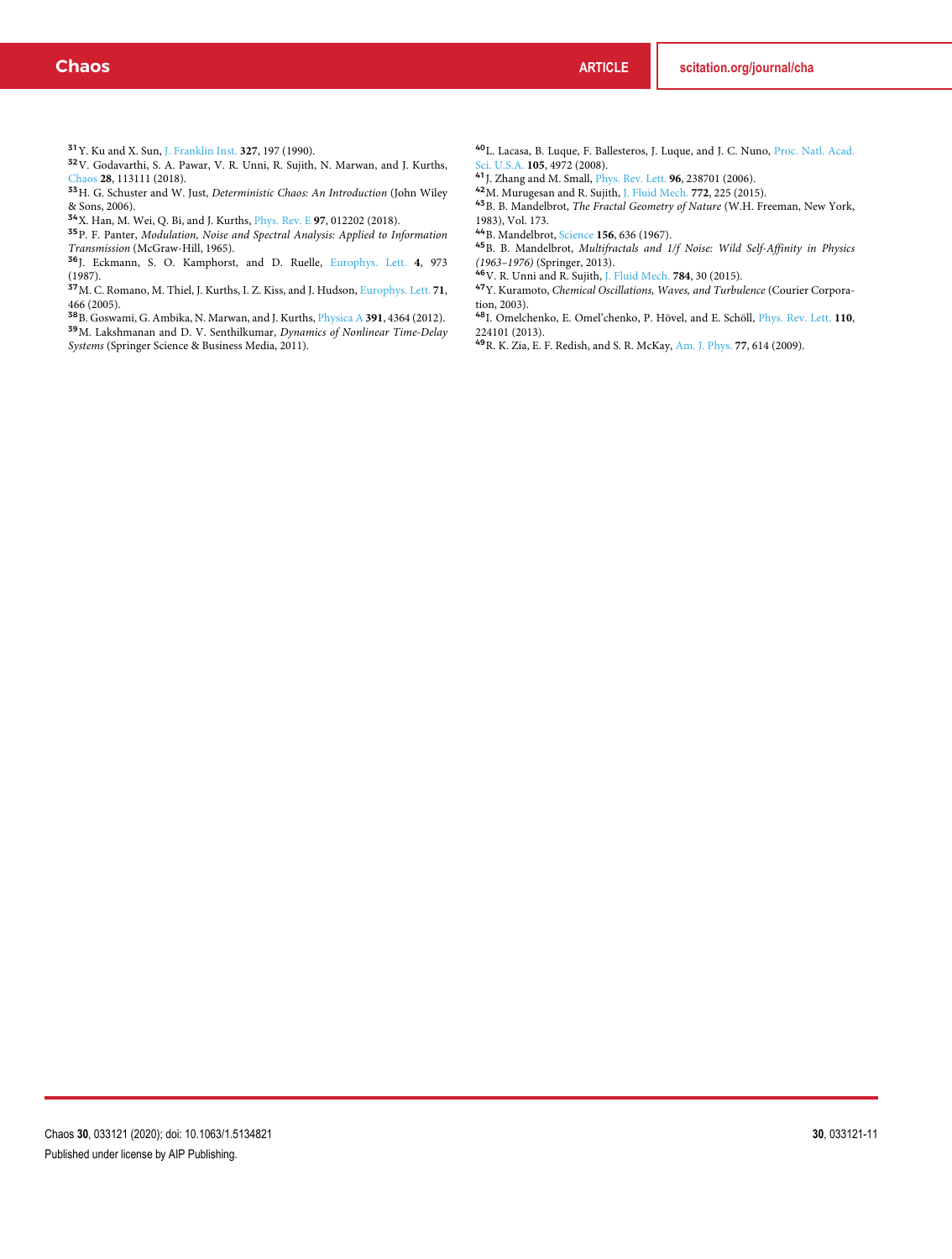[31] Y. Ku and X. Sun, J. Franklin Inst. **327**, 197 (1990).

[32] V. Godavarthi, S. A. Pawar, V. R. Unni, R. Sujith, N. Marwan, and J. Kurths, Chaos **28**, 113111 (2018).

[33] H. G. Schuster and W. Just, *Deterministic Chaos: An Introduction* (John Wiley & Sons, 2006).

[34] X. Han, M. Wei, Q. Bi, and J. Kurths, Phys. Rev. E **97**, 012202 (2018).

[35] P. F. Panter, *Modulation, Noise and Spectral Analysis: Applied to Information Transmission* (McGraw-Hill, 1965).

[36] J. Eckmann, S. O. Kamphorst, and D. Ruelle, Europhys. Lett. **4**, 973 (1987).

[37] M. C. Romano, M. Thiel, J. Kurths, I. Z. Kiss, and J. Hudson, Europhys. Lett. **71**, 466 (2005).

[38] B. Goswami, G. Ambika, N. Marwan, and J. Kurths, Physica A **391**, 4364 (2012).

[39] M. Lakshmanan and D. V. Senthilkumar, *Dynamics of Nonlinear Time-Delay Systems* (Springer Science & Business Media, 2011).

[40] L. Lacasa, B. Luque, F. Ballesteros, J. Luque, and J. C. Nuno, Proc. Natl. Acad. Sci. U.S.A. **105**, 4972 (2008).

[41] J. Zhang and M. Small, Phys. Rev. Lett. **96**, 238701 (2006).

[42] M. Murugesan and R. Sujith, J. Fluid Mech. **772**, 225 (2015).

[43] B. B. Mandelbrot, *The Fractal Geometry of Nature* (W.H. Freeman, New York, 1983), Vol. 173.

[44] B. Mandelbrot, Science **156**, 636 (1967).

[45] B. B. Mandelbrot, *Multifractals and 1/f Noise: Wild Self-Affinity in Physics (1963–1976)* (Springer, 2013).

[46] V. R. Unni and R. Sujith, J. Fluid Mech. **784**, 30 (2015).

[47] Y. Kuramoto, *Chemical Oscillations, Waves, and Turbulence* (Courier Corporation, 2003).

[48] I. Omelchenko, E. Omel'chenko, P. Hövel, and E. Schöll, Phys. Rev. Lett. **110**, 224101 (2013).

[49] R. K. Zia, E. F. Redish, and S. R. McKay, Am. J. Phys. **77**, 614 (2009).